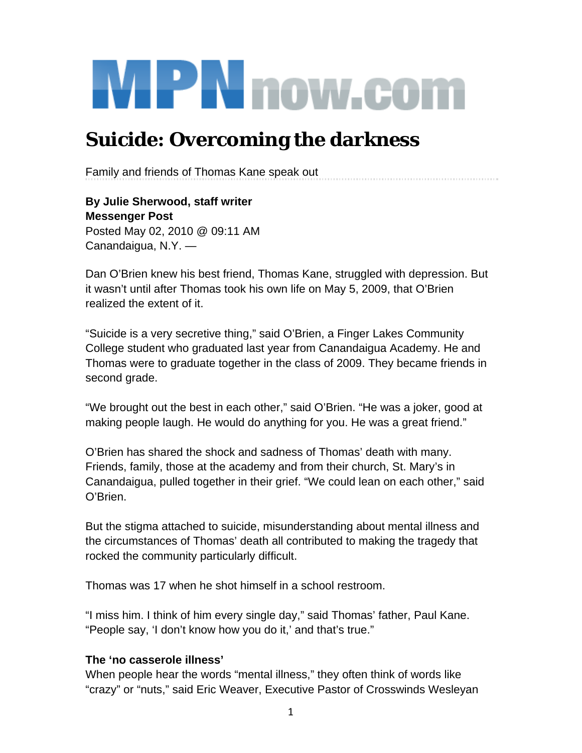MPNnow.com

# Suicide: Overcoming the darkness

Family and friends of Thomas Kane speak out

**By Julie Sherwood, staff writer**
**Messenger Post**
Posted May 02, 2010 @ 09:11 AM
Canandaigua, N.Y. —

Dan O'Brien knew his best friend, Thomas Kane, struggled with depression. But it wasn't until after Thomas took his own life on May 5, 2009, that O'Brien realized the extent of it.

"Suicide is a very secretive thing," said O'Brien, a Finger Lakes Community College student who graduated last year from Canandaigua Academy. He and Thomas were to graduate together in the class of 2009. They became friends in second grade.

"We brought out the best in each other," said O'Brien. "He was a joker, good at making people laugh. He would do anything for you. He was a great friend."

O'Brien has shared the shock and sadness of Thomas' death with many. Friends, family, those at the academy and from their church, St. Mary's in Canandaigua, pulled together in their grief. "We could lean on each other," said O'Brien.

But the stigma attached to suicide, misunderstanding about mental illness and the circumstances of Thomas' death all contributed to making the tragedy that rocked the community particularly difficult.

Thomas was 17 when he shot himself in a school restroom.

"I miss him. I think of him every single day," said Thomas' father, Paul Kane. "People say, 'I don't know how you do it,' and that's true."

**The 'no casserole illness'**
When people hear the words "mental illness," they often think of words like "crazy" or "nuts," said Eric Weaver, Executive Pastor of Crosswinds Wesleyan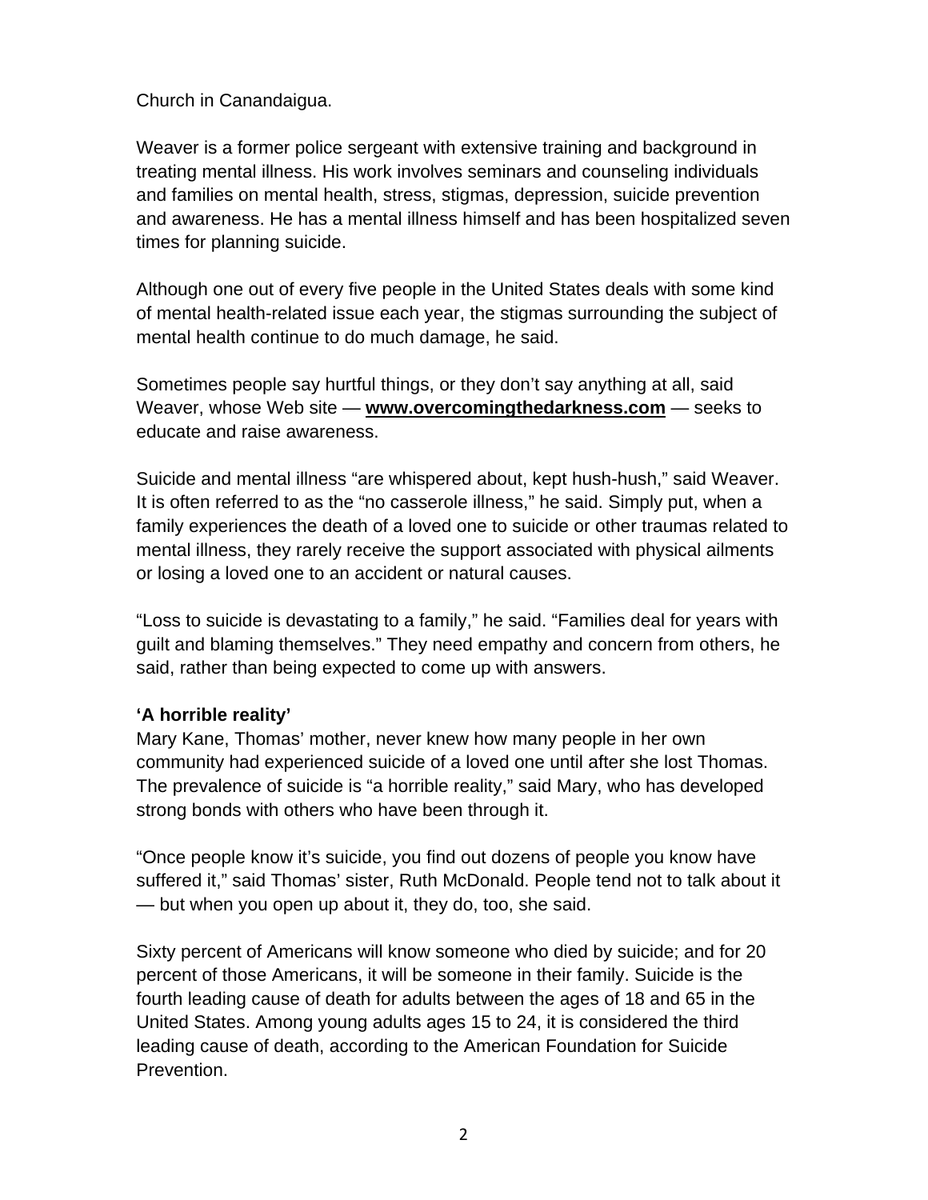Church in Canandaigua.

Weaver is a former police sergeant with extensive training and background in treating mental illness. His work involves seminars and counseling individuals and families on mental health, stress, stigmas, depression, suicide prevention and awareness. He has a mental illness himself and has been hospitalized seven times for planning suicide.

Although one out of every five people in the United States deals with some kind of mental health-related issue each year, the stigmas surrounding the subject of mental health continue to do much damage, he said.

Sometimes people say hurtful things, or they don't say anything at all, said Weaver, whose Web site — **www.overcomingthedarkness.com** — seeks to educate and raise awareness.

Suicide and mental illness "are whispered about, kept hush-hush," said Weaver. It is often referred to as the "no casserole illness," he said. Simply put, when a family experiences the death of a loved one to suicide or other traumas related to mental illness, they rarely receive the support associated with physical ailments or losing a loved one to an accident or natural causes.

"Loss to suicide is devastating to a family," he said. "Families deal for years with guilt and blaming themselves." They need empathy and concern from others, he said, rather than being expected to come up with answers.

**'A horrible reality'**

Mary Kane, Thomas' mother, never knew how many people in her own community had experienced suicide of a loved one until after she lost Thomas. The prevalence of suicide is "a horrible reality," said Mary, who has developed strong bonds with others who have been through it.

"Once people know it's suicide, you find out dozens of people you know have suffered it," said Thomas' sister, Ruth McDonald. People tend not to talk about it — but when you open up about it, they do, too, she said.

Sixty percent of Americans will know someone who died by suicide; and for 20 percent of those Americans, it will be someone in their family. Suicide is the fourth leading cause of death for adults between the ages of 18 and 65 in the United States. Among young adults ages 15 to 24, it is considered the third leading cause of death, according to the American Foundation for Suicide Prevention.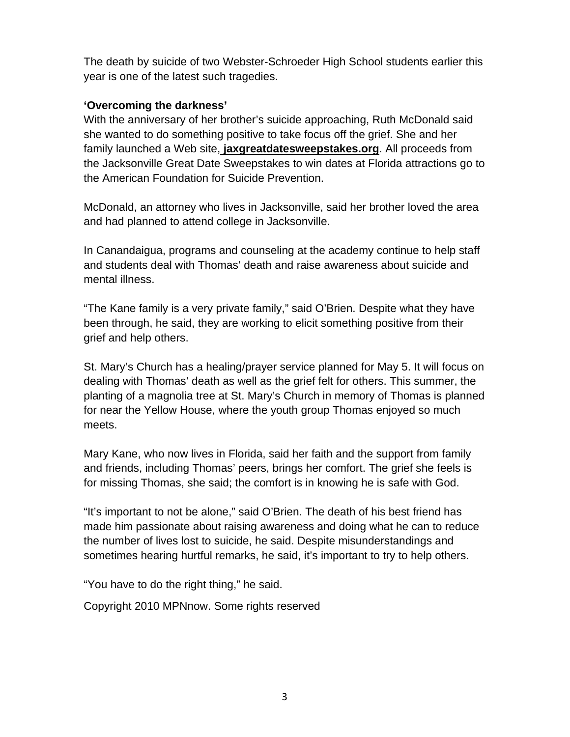The death by suicide of two Webster-Schroeder High School students earlier this year is one of the latest such tragedies.

**'Overcoming the darkness'**

With the anniversary of her brother's suicide approaching, Ruth McDonald said she wanted to do something positive to take focus off the grief. She and her family launched a Web site, **jaxgreatdatesweepstakes.org**. All proceeds from the Jacksonville Great Date Sweepstakes to win dates at Florida attractions go to the American Foundation for Suicide Prevention.

McDonald, an attorney who lives in Jacksonville, said her brother loved the area and had planned to attend college in Jacksonville.

In Canandaigua, programs and counseling at the academy continue to help staff and students deal with Thomas' death and raise awareness about suicide and mental illness.

"The Kane family is a very private family," said O'Brien. Despite what they have been through, he said, they are working to elicit something positive from their grief and help others.

St. Mary's Church has a healing/prayer service planned for May 5. It will focus on dealing with Thomas' death as well as the grief felt for others. This summer, the planting of a magnolia tree at St. Mary's Church in memory of Thomas is planned for near the Yellow House, where the youth group Thomas enjoyed so much meets.

Mary Kane, who now lives in Florida, said her faith and the support from family and friends, including Thomas' peers, brings her comfort. The grief she feels is for missing Thomas, she said; the comfort is in knowing he is safe with God.

"It's important to not be alone," said O'Brien. The death of his best friend has made him passionate about raising awareness and doing what he can to reduce the number of lives lost to suicide, he said. Despite misunderstandings and sometimes hearing hurtful remarks, he said, it's important to try to help others.

"You have to do the right thing," he said.

Copyright 2010 MPNnow. Some rights reserved